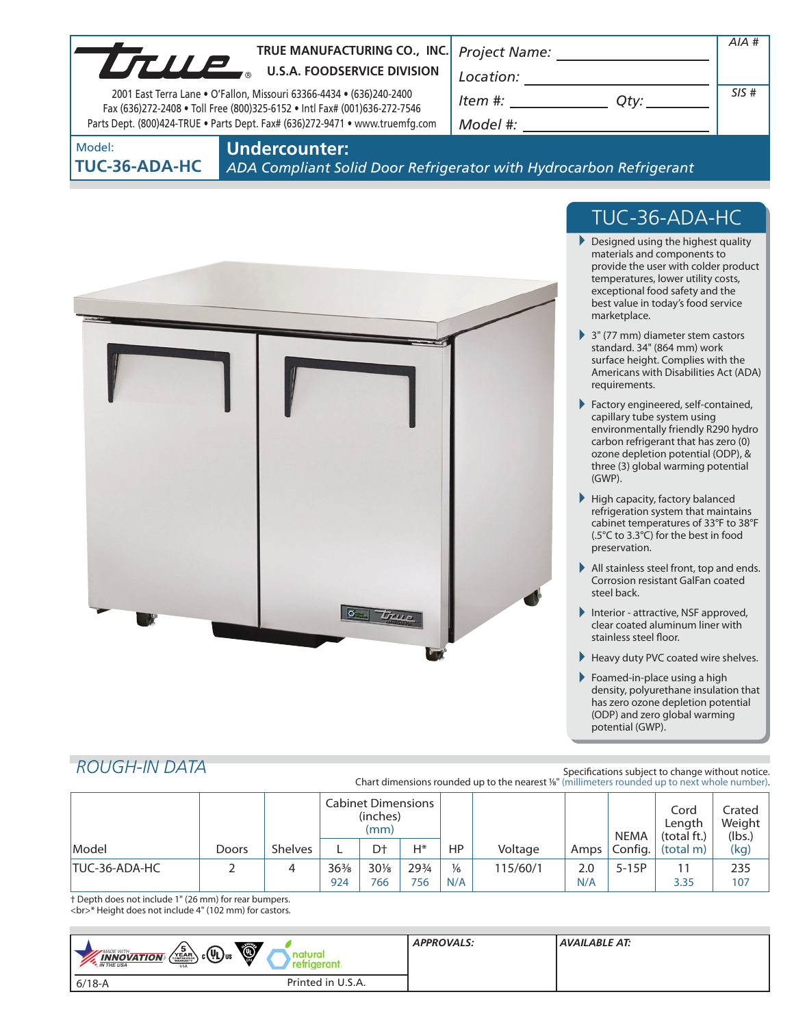**TRUE MANUFACTURING CO., INC.**
**U.S.A. FOODSERVICE DIVISION**

2001 East Terra Lane • O'Fallon, Missouri 63366-4434 • (636)240-2400
Fax (636)272-2408 • Toll Free (800)325-6152 • Intl Fax# (001)636-272-7546
Parts Dept. (800)424-TRUE • Parts Dept. Fax# (636)272-9471 • www.truemfg.com

*Project Name:* ____________
*Location:* ____________
*Item #:* ____________ *Qty:* ____________
*Model #:* ____________

*AIA #*

*SIS #*

Model: **TUC-36-ADA-HC**

# Undercounter:

*ADA Compliant Solid Door Refrigerator with Hydrocarbon Refrigerant*

## TUC-36-ADA-HC

- Designed using the highest quality materials and components to provide the user with colder product temperatures, lower utility costs, exceptional food safety and the best value in today's food service marketplace.
- 3" (77 mm) diameter stem castors standard. 34" (864 mm) work surface height. Complies with the Americans with Disabilities Act (ADA) requirements.
- Factory engineered, self-contained, capillary tube system using environmentally friendly R290 hydro carbon refrigerant that has zero (0) ozone depletion potential (ODP), & three (3) global warming potential (GWP).
- High capacity, factory balanced refrigeration system that maintains cabinet temperatures of 33°F to 38°F (.5°C to 3.3°C) for the best in food preservation.
- All stainless steel front, top and ends. Corrosion resistant GalFan coated steel back.
- Interior - attractive, NSF approved, clear coated aluminum liner with stainless steel floor.
- Heavy duty PVC coated wire shelves.
- Foamed-in-place using a high density, polyurethane insulation that has zero ozone depletion potential (ODP) and zero global warming potential (GWP).

## *ROUGH-IN DATA*

Specifications subject to change without notice.
Chart dimensions rounded up to the nearest ⅛" (millimeters rounded up to next whole number).

| Model | Doors | Shelves | Cabinet Dimensions (inches) (mm) | | | HP | Voltage | Amps | NEMA Config. | Cord Length (total ft.) (total m) | Crated Weight (lbs.) (kg) |
|---|---|---|---|---|---|---|---|---|---|---|---|
| | | | L | D† | H* | | | | | | |
| TUC-36-ADA-HC | 2 | 4 | 36⅜ 924 | 30⅛ 766 | 29¾ 756 | ⅙ N/A | 115/60/1 | 2.0 N/A | 5-15P | 11 3.35 | 235 107 |

† Depth does not include 1" (26 mm) for rear bumpers.
<br>* Height does not include 4" (102 mm) for castors.

MADE WITH INNOVATION IN THE USA · 5 YEAR COMPRESSOR WARRANTY · cULus · natural refrigerant

*APPROVALS:*

*AVAILABLE AT:*

6/18-A

Printed in U.S.A.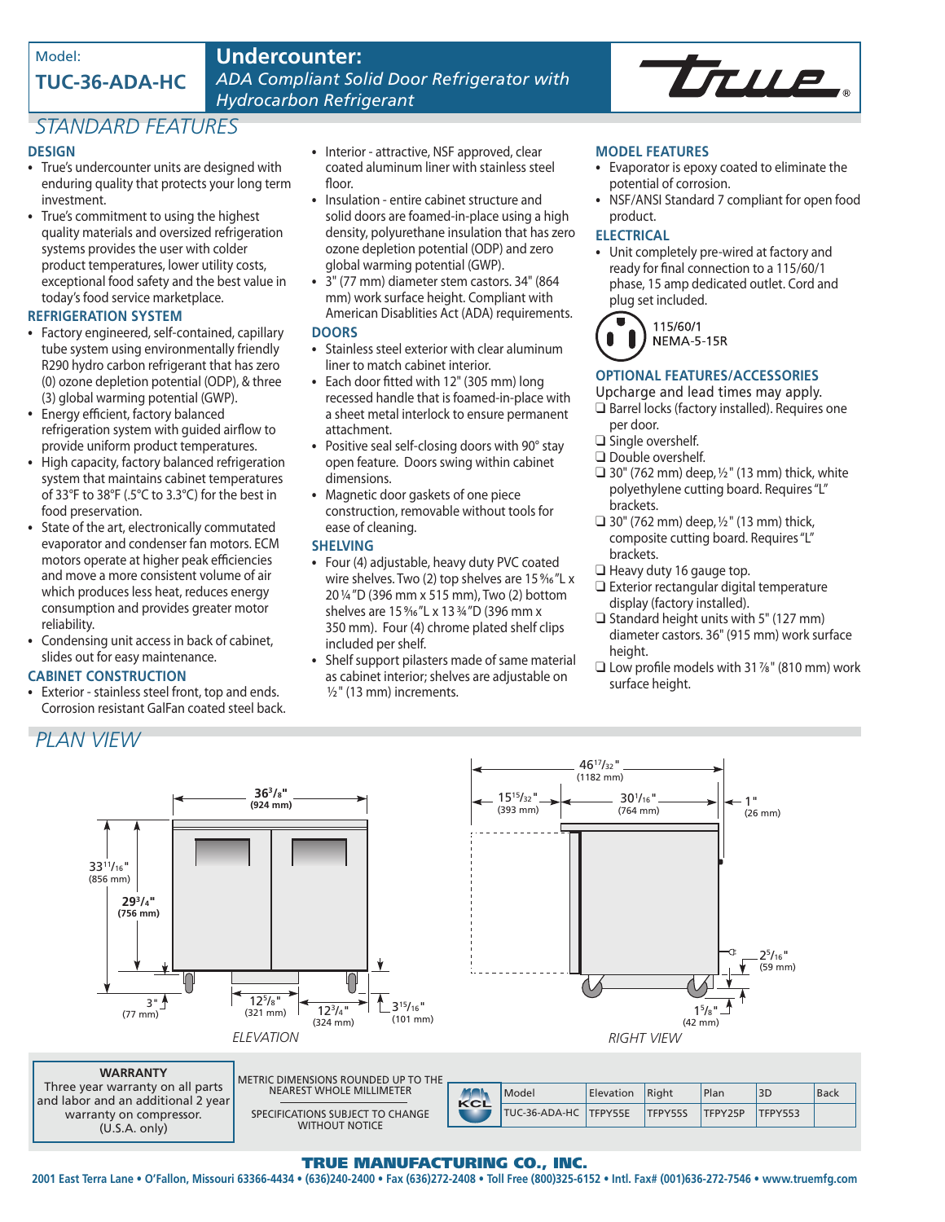Model:

**TUC-36-ADA-HC**

# Undercounter:

*ADA Compliant Solid Door Refrigerator with Hydrocarbon Refrigerant*

## STANDARD FEATURES

### DESIGN

- True's undercounter units are designed with enduring quality that protects your long term investment.
- True's commitment to using the highest quality materials and oversized refrigeration systems provides the user with colder product temperatures, lower utility costs, exceptional food safety and the best value in today's food service marketplace.

### REFRIGERATION SYSTEM

- Factory engineered, self-contained, capillary tube system using environmentally friendly R290 hydro carbon refrigerant that has zero (0) ozone depletion potential (ODP), & three (3) global warming potential (GWP).
- Energy efficient, factory balanced refrigeration system with guided airflow to provide uniform product temperatures.
- High capacity, factory balanced refrigeration system that maintains cabinet temperatures of 33°F to 38°F (.5°C to 3.3°C) for the best in food preservation.
- State of the art, electronically commutated evaporator and condenser fan motors. ECM motors operate at higher peak efficiencies and move a more consistent volume of air which produces less heat, reduces energy consumption and provides greater motor reliability.
- Condensing unit access in back of cabinet, slides out for easy maintenance.

### CABINET CONSTRUCTION

- Exterior - stainless steel front, top and ends. Corrosion resistant GalFan coated steel back.
- Interior - attractive, NSF approved, clear coated aluminum liner with stainless steel floor.
- Insulation - entire cabinet structure and solid doors are foamed-in-place using a high density, polyurethane insulation that has zero ozone depletion potential (ODP) and zero global warming potential (GWP).
- 3" (77 mm) diameter stem castors. 34" (864 mm) work surface height. Compliant with American Disablities Act (ADA) requirements.

### DOORS

- Stainless steel exterior with clear aluminum liner to match cabinet interior.
- Each door fitted with 12" (305 mm) long recessed handle that is foamed-in-place with a sheet metal interlock to ensure permanent attachment.
- Positive seal self-closing doors with 90° stay open feature. Doors swing within cabinet dimensions.
- Magnetic door gaskets of one piece construction, removable without tools for ease of cleaning.

### SHELVING

- Four (4) adjustable, heavy duty PVC coated wire shelves. Two (2) top shelves are 15 9⁄16"L x 20 1⁄4"D (396 mm x 515 mm), Two (2) bottom shelves are 15 9⁄16"L x 13 3⁄4"D (396 mm x 350 mm). Four (4) chrome plated shelf clips included per shelf.
- Shelf support pilasters made of same material as cabinet interior; shelves are adjustable on 1⁄2" (13 mm) increments.

### MODEL FEATURES

- Evaporator is epoxy coated to eliminate the potential of corrosion.
- NSF/ANSI Standard 7 compliant for open food product.

### ELECTRICAL

- Unit completely pre-wired at factory and ready for final connection to a 115/60/1 phase, 15 amp dedicated outlet. Cord and plug set included.

115/60/1
NEMA-5-15R

### OPTIONAL FEATURES/ACCESSORIES

Upcharge and lead times may apply.

- ❑ Barrel locks (factory installed). Requires one per door.
- ❑ Single overshelf.
- ❑ Double overshelf.
- ❑ 30" (762 mm) deep, 1⁄2" (13 mm) thick, white polyethylene cutting board. Requires "L" brackets.
- ❑ 30" (762 mm) deep, 1⁄2" (13 mm) thick, composite cutting board. Requires "L" brackets.
- ❑ Heavy duty 16 gauge top.
- ❑ Exterior rectangular digital temperature display (factory installed).
- ❑ Standard height units with 5" (127 mm) diameter castors. 36" (915 mm) work surface height.
- ❑ Low profile models with 31 7⁄8" (810 mm) work surface height.

## PLAN VIEW

36 3/8" (924 mm)
33 11/16" (856 mm)
29 3/4" (756 mm)
3" (77 mm)
12 5/8" (321 mm)
12 3/4" (324 mm)
3 15/16" (101 mm)

*ELEVATION*

46 17/32" (1182 mm)
15 15/32" (393 mm)
30 1/16" (764 mm)
1" (26 mm)
2 5/16" (59 mm)
1 5/8" (42 mm)

*RIGHT VIEW*

**WARRANTY**
Three year warranty on all parts and labor and an additional 2 year warranty on compressor. (U.S.A. only)

METRIC DIMENSIONS ROUNDED UP TO THE NEAREST WHOLE MILLIMETER

SPECIFICATIONS SUBJECT TO CHANGE WITHOUT NOTICE

| Model | Elevation | Right | Plan | 3D | Back |
|---|---|---|---|---|---|
| TUC-36-ADA-HC | TFPY55E | TFPY55S | TFPY25P | TFPY553 | |

**TRUE MANUFACTURING CO., INC.**

2001 East Terra Lane • O'Fallon, Missouri 63366-4434 • (636)240-2400 • Fax (636)272-2408 • Toll Free (800)325-6152 • Intl. Fax# (001)636-272-7546 • www.truemfg.com